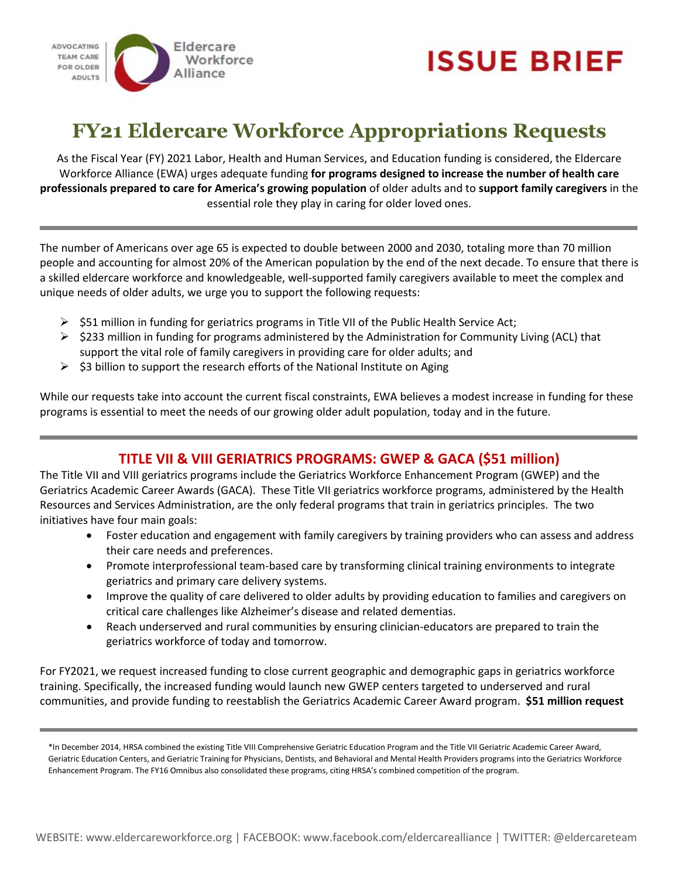ADVOCATING TEAM CARE FOR OLDER ADULTS

Eldercare Workforce Alliance

# ISSUE BRIEF

# FY21 Eldercare Workforce Appropriations Requests

As the Fiscal Year (FY) 2021 Labor, Health and Human Services, and Education funding is considered, the Eldercare Workforce Alliance (EWA) urges adequate funding **for programs designed to increase the number of health care professionals prepared to care for America's growing population** of older adults and to **support family caregivers** in the essential role they play in caring for older loved ones.

---

The number of Americans over age 65 is expected to double between 2000 and 2030, totaling more than 70 million people and accounting for almost 20% of the American population by the end of the next decade. To ensure that there is a skilled eldercare workforce and knowledgeable, well-supported family caregivers available to meet the complex and unique needs of older adults, we urge you to support the following requests:

- $51 million in funding for geriatrics programs in Title VII of the Public Health Service Act;
- $233 million in funding for programs administered by the Administration for Community Living (ACL) that support the vital role of family caregivers in providing care for older adults; and
- $3 billion to support the research efforts of the National Institute on Aging

While our requests take into account the current fiscal constraints, EWA believes a modest increase in funding for these programs is essential to meet the needs of our growing older adult population, today and in the future.

---

## TITLE VII & VIII GERIATRICS PROGRAMS: GWEP & GACA ($51 million)

The Title VII and VIII geriatrics programs include the Geriatrics Workforce Enhancement Program (GWEP) and the Geriatrics Academic Career Awards (GACA). These Title VII geriatrics workforce programs, administered by the Health Resources and Services Administration, are the only federal programs that train in geriatrics principles. The two initiatives have four main goals:

- Foster education and engagement with family caregivers by training providers who can assess and address their care needs and preferences.
- Promote interprofessional team-based care by transforming clinical training environments to integrate geriatrics and primary care delivery systems.
- Improve the quality of care delivered to older adults by providing education to families and caregivers on critical care challenges like Alzheimer's disease and related dementias.
- Reach underserved and rural communities by ensuring clinician-educators are prepared to train the geriatrics workforce of today and tomorrow.

For FY2021, we request increased funding to close current geographic and demographic gaps in geriatrics workforce training. Specifically, the increased funding would launch new GWEP centers targeted to underserved and rural communities, and provide funding to reestablish the Geriatrics Academic Career Award program. **$51 million request**

---

*In December 2014, HRSA combined the existing Title VIII Comprehensive Geriatric Education Program and the Title VII Geriatric Academic Career Award, Geriatric Education Centers, and Geriatric Training for Physicians, Dentists, and Behavioral and Mental Health Providers programs into the Geriatrics Workforce Enhancement Program. The FY16 Omnibus also consolidated these programs, citing HRSA's combined competition of the program.

WEBSITE: www.eldercareworkforce.org | FACEBOOK: www.facebook.com/eldercarealliance | TWITTER: @eldercareteam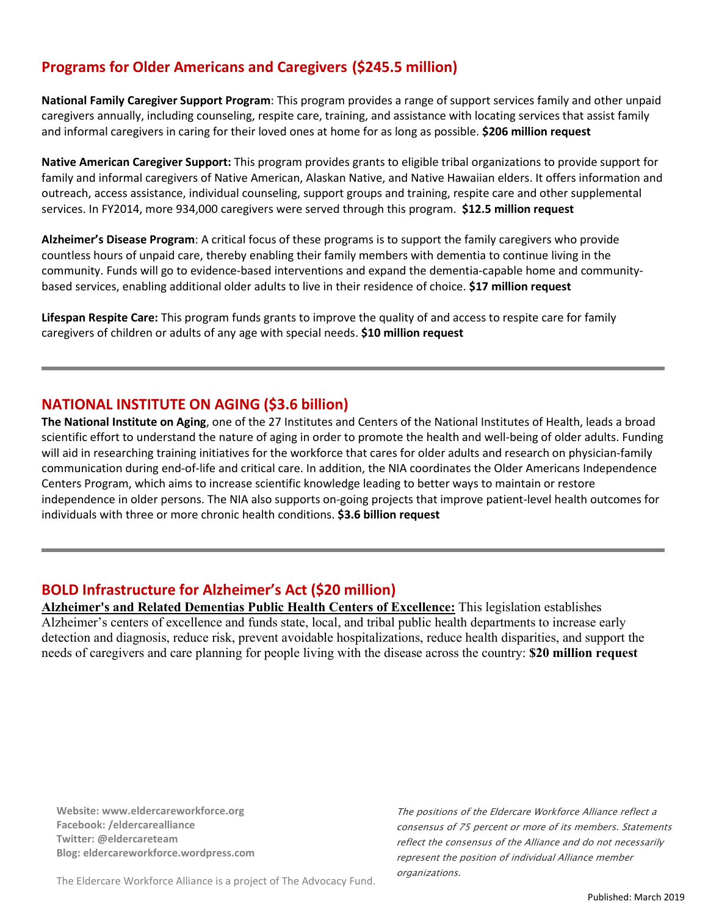## Programs for Older Americans and Caregivers ($245.5 million)

**National Family Caregiver Support Program**: This program provides a range of support services family and other unpaid caregivers annually, including counseling, respite care, training, and assistance with locating services that assist family and informal caregivers in caring for their loved ones at home for as long as possible. **$206 million request**

**Native American Caregiver Support:** This program provides grants to eligible tribal organizations to provide support for family and informal caregivers of Native American, Alaskan Native, and Native Hawaiian elders. It offers information and outreach, access assistance, individual counseling, support groups and training, respite care and other supplemental services. In FY2014, more 934,000 caregivers were served through this program. **$12.5 million request**

**Alzheimer's Disease Program**: A critical focus of these programs is to support the family caregivers who provide countless hours of unpaid care, thereby enabling their family members with dementia to continue living in the community. Funds will go to evidence-based interventions and expand the dementia-capable home and community-based services, enabling additional older adults to live in their residence of choice. **$17 million request**

**Lifespan Respite Care:** This program funds grants to improve the quality of and access to respite care for family caregivers of children or adults of any age with special needs. **$10 million request**

---

## NATIONAL INSTITUTE ON AGING ($3.6 billion)

**The National Institute on Aging**, one of the 27 Institutes and Centers of the National Institutes of Health, leads a broad scientific effort to understand the nature of aging in order to promote the health and well-being of older adults. Funding will aid in researching training initiatives for the workforce that cares for older adults and research on physician-family communication during end-of-life and critical care. In addition, the NIA coordinates the Older Americans Independence Centers Program, which aims to increase scientific knowledge leading to better ways to maintain or restore independence in older persons. The NIA also supports on-going projects that improve patient-level health outcomes for individuals with three or more chronic health conditions. **$3.6 billion request**

---

## BOLD Infrastructure for Alzheimer's Act ($20 million)

**Alzheimer's and Related Dementias Public Health Centers of Excellence:** This legislation establishes Alzheimer's centers of excellence and funds state, local, and tribal public health departments to increase early detection and diagnosis, reduce risk, prevent avoidable hospitalizations, reduce health disparities, and support the needs of caregivers and care planning for people living with the disease across the country: **$20 million request**

**Website: www.eldercareworkforce.org**
**Facebook: /eldercarealliance**
**Twitter: @eldercareteam**
**Blog: eldercareworkforce.wordpress.com**

The Eldercare Workforce Alliance is a project of The Advocacy Fund.

*The positions of the Eldercare Workforce Alliance reflect a consensus of 75 percent or more of its members. Statements reflect the consensus of the Alliance and do not necessarily represent the position of individual Alliance member organizations.*

Published: March 2019